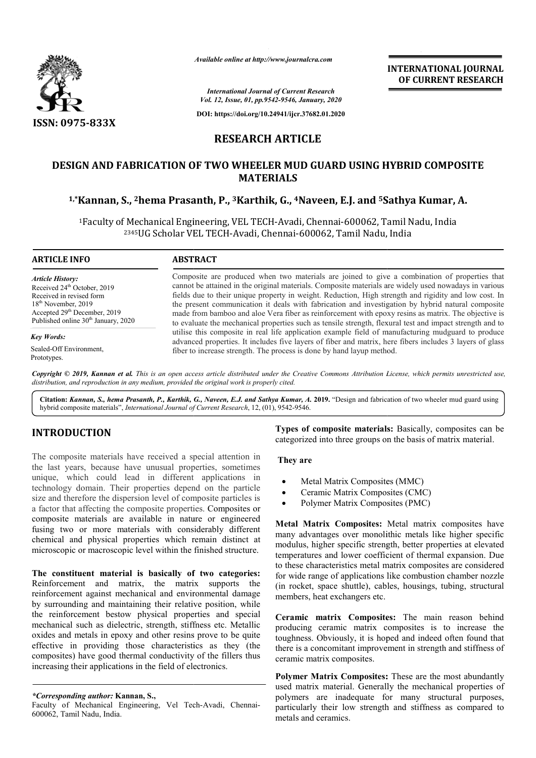# RESEARCH ARTICLE

## DESIGN AND FABRICATION OF TWO WHEELER MUD GUARD USING HYBRID COMPOSITE MATERIALS

**[1,*]Kannan, S., [2]hema Prasanth, P., [3]Karthik, G., [4]Naveen, E.J. and [5]Sathya Kumar, A.**

[1]Faculty of Mechanical Engineering, VEL TECH-Avadi, Chennai-600062, Tamil Nadu, India
[2345]UG Scholar VEL TECH-Avadi, Chennai-600062, Tamil Nadu, India

### ARTICLE INFO

*Article History:*
Received 24th October, 2019
Received in revised form
18th November, 2019
Accepted 29th December, 2019
Published online 30th January, 2020

*Key Words:*
Sealed-Off Environment,
Prototypes.

### ABSTRACT

Composite are produced when two materials are joined to give a combination of properties that cannot be attained in the original materials. Composite materials are widely used nowadays in various fields due to their unique property in weight. Reduction, High strength and rigidity and low cost. In the present communication it deals with fabrication and investigation by hybrid natural composite made from bamboo and aloe Vera fiber as reinforcement with epoxy resins as matrix. The objective is to evaluate the mechanical properties such as tensile strength, flexural test and impact strength and to utilise this composite in real life application example field of manufacturing mudguard to produce advanced properties. It includes five layers of fiber and matrix, here fibers includes 3 layers of glass fiber to increase strength. The process is done by hand layup method.

*Copyright © 2019, Kannan et al. This is an open access article distributed under the Creative Commons Attribution License, which permits unrestricted use, distribution, and reproduction in any medium, provided the original work is properly cited.*

**Citation:** *Kannan, S., hema Prasanth, P., Karthik, G., Naveen, E.J. and Sathya Kumar, A.* **2019.** "Design and fabrication of two wheeler mud guard using hybrid composite materials", *International Journal of Current Research*, 12, (01), 9542-9546.

## INTRODUCTION

The composite materials have received a special attention in the last years, because have unusual properties, sometimes unique, which could lead in different applications in technology domain. Their properties depend on the particle size and therefore the dispersion level of composite particles is a factor that affecting the composite properties. Composites or composite materials are available in nature or engineered fusing two or more materials with considerably different chemical and physical properties which remain distinct at microscopic or macroscopic level within the finished structure.

**The constituent material is basically of two categories:** Reinforcement and matrix, the matrix supports the reinforcement against mechanical and environmental damage by surrounding and maintaining their relative position, while the reinforcement bestow physical properties and special mechanical such as dielectric, strength, stiffness etc. Metallic oxides and metals in epoxy and other resins prove to be quite effective in providing those characteristics as they (the composites) have good thermal conductivity of the fillers thus increasing their applications in the field of electronics.

**Types of composite materials:** Basically, composites can be categorized into three groups on the basis of matrix material.

**They are**

- Metal Matrix Composites (MMC)
- Ceramic Matrix Composites (CMC)
- Polymer Matrix Composites (PMC)

**Metal Matrix Composites:** Metal matrix composites have many advantages over monolithic metals like higher specific modulus, higher specific strength, better properties at elevated temperatures and lower coefficient of thermal expansion. Due to these characteristics metal matrix composites are considered for wide range of applications like combustion chamber nozzle (in rocket, space shuttle), cables, housings, tubing, structural members, heat exchangers etc.

**Ceramic matrix Composites:** The main reason behind producing ceramic matrix composites is to increase the toughness. Obviously, it is hoped and indeed often found that there is a concomitant improvement in strength and stiffness of ceramic matrix composites.

**Polymer Matrix Composites:** These are the most abundantly used matrix material. Generally the mechanical properties of polymers are inadequate for many structural purposes, particularly their low strength and stiffness as compared to metals and ceramics.

*\*Corresponding author:* **Kannan, S.,**
Faculty of Mechanical Engineering, Vel Tech-Avadi, Chennai-600062, Tamil Nadu, India.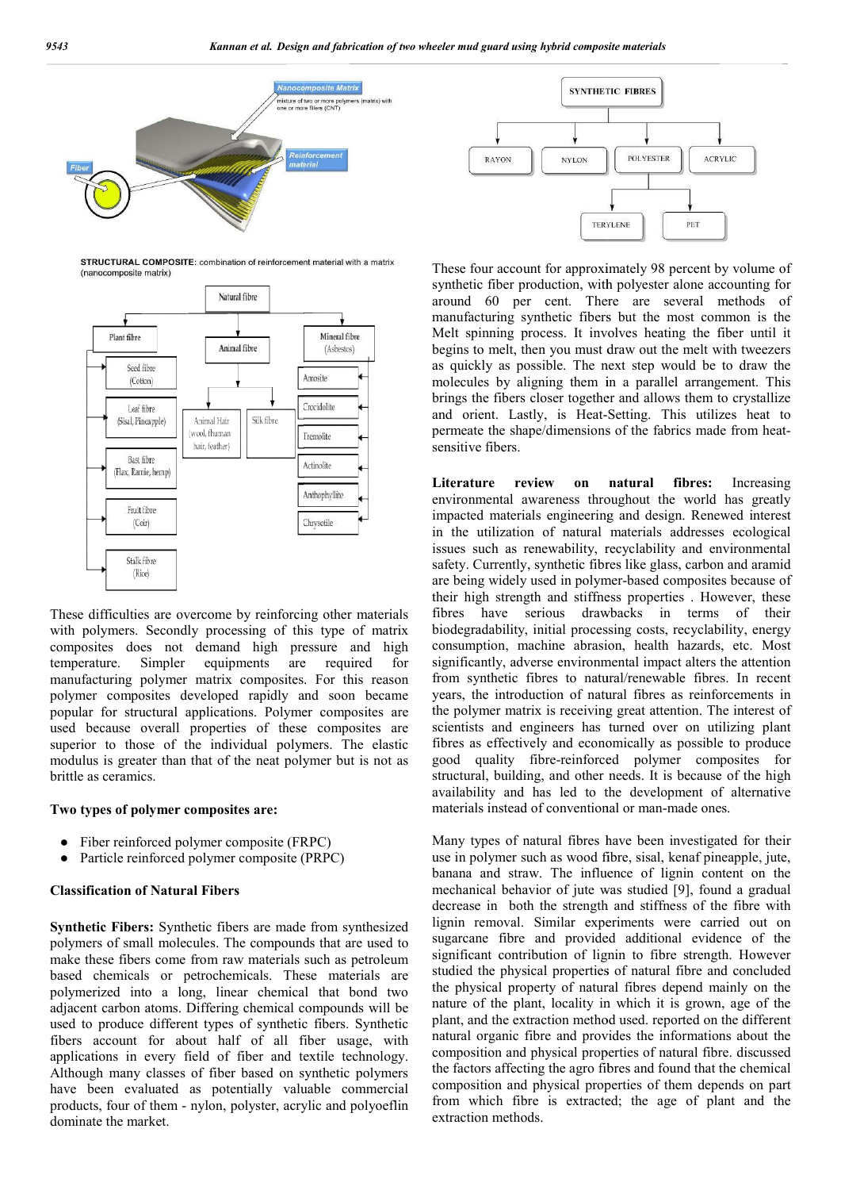STRUCTURAL COMPOSITE: combination of reinforcement material with a matrix (nanocomposite matrix)

These difficulties are overcome by reinforcing other materials with polymers. Secondly processing of this type of matrix composites does not demand high pressure and high temperature. Simpler equipments are required for manufacturing polymer matrix composites. For this reason polymer composites developed rapidly and soon became popular for structural applications. Polymer composites are used because overall properties of these composites are superior to those of the individual polymers. The elastic modulus is greater than that of the neat polymer but is not as brittle as ceramics.

**Two types of polymer composites are:**

- Fiber reinforced polymer composite (FRPC)
- Particle reinforced polymer composite (PRPC)

**Classification of Natural Fibers**

**Synthetic Fibers:** Synthetic fibers are made from synthesized polymers of small molecules. The compounds that are used to make these fibers come from raw materials such as petroleum based chemicals or petrochemicals. These materials are polymerized into a long, linear chemical that bond two adjacent carbon atoms. Differing chemical compounds will be used to produce different types of synthetic fibers. Synthetic fibers account for about half of all fiber usage, with applications in every field of fiber and textile technology. Although many classes of fiber based on synthetic polymers have been evaluated as potentially valuable commercial products, four of them - nylon, polyster, acrylic and polyoeflin dominate the market.

These four account for approximately 98 percent by volume of synthetic fiber production, with polyester alone accounting for around 60 per cent. There are several methods of manufacturing synthetic fibers but the most common is the Melt spinning process. It involves heating the fiber until it begins to melt, then you must draw out the melt with tweezers as quickly as possible. The next step would be to draw the molecules by aligning them in a parallel arrangement. This brings the fibers closer together and allows them to crystallize and orient. Lastly, is Heat-Setting. This utilizes heat to permeate the shape/dimensions of the fabrics made from heat-sensitive fibers.

**Literature review on natural fibres:** Increasing environmental awareness throughout the world has greatly impacted materials engineering and design. Renewed interest in the utilization of natural materials addresses ecological issues such as renewability, recyclability and environmental safety. Currently, synthetic fibres like glass, carbon and aramid are being widely used in polymer-based composites because of their high strength and stiffness properties . However, these fibres have serious drawbacks in terms of their biodegradability, initial processing costs, recyclability, energy consumption, machine abrasion, health hazards, etc. Most significantly, adverse environmental impact alters the attention from synthetic fibres to natural/renewable fibres. In recent years, the introduction of natural fibres as reinforcements in the polymer matrix is receiving great attention. The interest of scientists and engineers has turned over on utilizing plant fibres as effectively and economically as possible to produce good quality fibre-reinforced polymer composites for structural, building, and other needs. It is because of the high availability and has led to the development of alternative materials instead of conventional or man-made ones.

Many types of natural fibres have been investigated for their use in polymer such as wood fibre, sisal, kenaf pineapple, jute, banana and straw. The influence of lignin content on the mechanical behavior of jute was studied [9], found a gradual decrease in both the strength and stiffness of the fibre with lignin removal. Similar experiments were carried out on sugarcane fibre and provided additional evidence of the significant contribution of lignin to fibre strength. However studied the physical properties of natural fibre and concluded the physical property of natural fibres depend mainly on the nature of the plant, locality in which it is grown, age of the plant, and the extraction method used. reported on the different natural organic fibre and provides the informations about the composition and physical properties of natural fibre. discussed the factors affecting the agro fibres and found that the chemical composition and physical properties of them depends on part from which fibre is extracted; the age of plant and the extraction methods.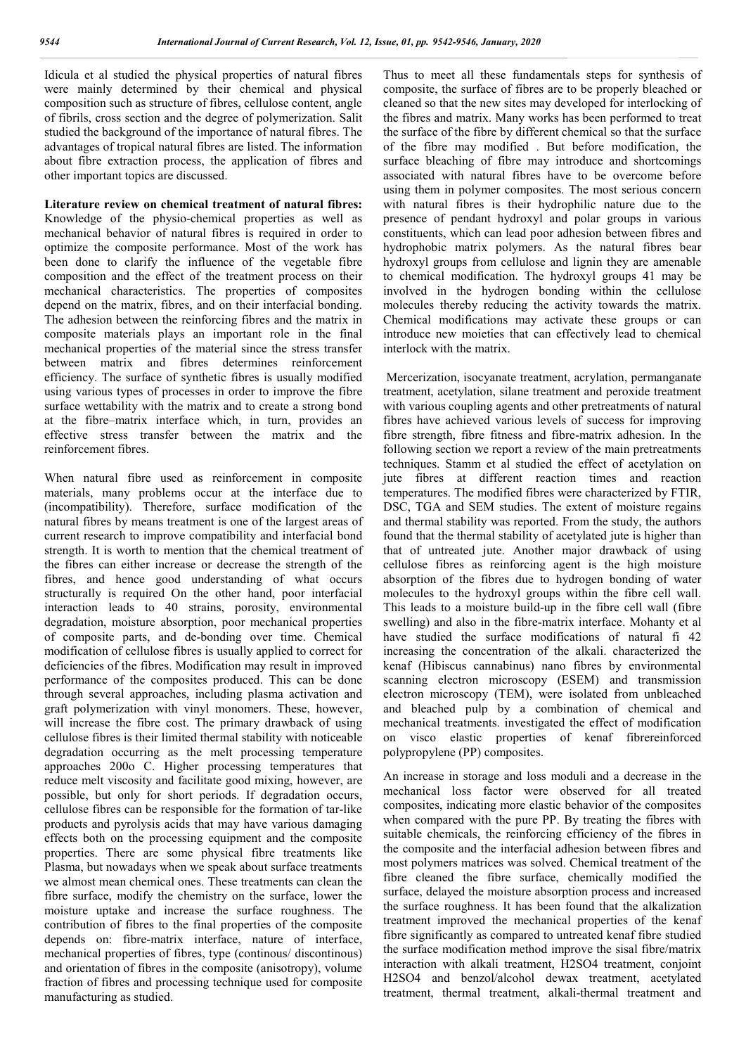Idicula et al studied the physical properties of natural fibres were mainly determined by their chemical and physical composition such as structure of fibres, cellulose content, angle of fibrils, cross section and the degree of polymerization. Salit studied the background of the importance of natural fibres. The advantages of tropical natural fibres are listed. The information about fibre extraction process, the application of fibres and other important topics are discussed.

**Literature review on chemical treatment of natural fibres:** Knowledge of the physio-chemical properties as well as mechanical behavior of natural fibres is required in order to optimize the composite performance. Most of the work has been done to clarify the influence of the vegetable fibre composition and the effect of the treatment process on their mechanical characteristics. The properties of composites depend on the matrix, fibres, and on their interfacial bonding. The adhesion between the reinforcing fibres and the matrix in composite materials plays an important role in the final mechanical properties of the material since the stress transfer between matrix and fibres determines reinforcement efficiency. The surface of synthetic fibres is usually modified using various types of processes in order to improve the fibre surface wettability with the matrix and to create a strong bond at the fibre–matrix interface which, in turn, provides an effective stress transfer between the matrix and the reinforcement fibres.

When natural fibre used as reinforcement in composite materials, many problems occur at the interface due to (incompatibility). Therefore, surface modification of the natural fibres by means treatment is one of the largest areas of current research to improve compatibility and interfacial bond strength. It is worth to mention that the chemical treatment of the fibres can either increase or decrease the strength of the fibres, and hence good understanding of what occurs structurally is required On the other hand, poor interfacial interaction leads to 40 strains, porosity, environmental degradation, moisture absorption, poor mechanical properties of composite parts, and de-bonding over time. Chemical modification of cellulose fibres is usually applied to correct for deficiencies of the fibres. Modification may result in improved performance of the composites produced. This can be done through several approaches, including plasma activation and graft polymerization with vinyl monomers. These, however, will increase the fibre cost. The primary drawback of using cellulose fibres is their limited thermal stability with noticeable degradation occurring as the melt processing temperature approaches 200o C. Higher processing temperatures that reduce melt viscosity and facilitate good mixing, however, are possible, but only for short periods. If degradation occurs, cellulose fibres can be responsible for the formation of tar-like products and pyrolysis acids that may have various damaging effects both on the processing equipment and the composite properties. There are some physical fibre treatments like Plasma, but nowadays when we speak about surface treatments we almost mean chemical ones. These treatments can clean the fibre surface, modify the chemistry on the surface, lower the moisture uptake and increase the surface roughness. The contribution of fibres to the final properties of the composite depends on: fibre-matrix interface, nature of interface, mechanical properties of fibres, type (continous/ discontinous) and orientation of fibres in the composite (anisotropy), volume fraction of fibres and processing technique used for composite manufacturing as studied.

Thus to meet all these fundamentals steps for synthesis of composite, the surface of fibres are to be properly bleached or cleaned so that the new sites may developed for interlocking of the fibres and matrix. Many works has been performed to treat the surface of the fibre by different chemical so that the surface of the fibre may modified . But before modification, the surface bleaching of fibre may introduce and shortcomings associated with natural fibres have to be overcome before using them in polymer composites. The most serious concern with natural fibres is their hydrophilic nature due to the presence of pendant hydroxyl and polar groups in various constituents, which can lead poor adhesion between fibres and hydrophobic matrix polymers. As the natural fibres bear hydroxyl groups from cellulose and lignin they are amenable to chemical modification. The hydroxyl groups 41 may be involved in the hydrogen bonding within the cellulose molecules thereby reducing the activity towards the matrix. Chemical modifications may activate these groups or can introduce new moieties that can effectively lead to chemical interlock with the matrix.

Mercerization, isocyanate treatment, acrylation, permanganate treatment, acetylation, silane treatment and peroxide treatment with various coupling agents and other pretreatments of natural fibres have achieved various levels of success for improving fibre strength, fibre fitness and fibre-matrix adhesion. In the following section we report a review of the main pretreatments techniques. Stamm et al studied the effect of acetylation on jute fibres at different reaction times and reaction temperatures. The modified fibres were characterized by FTIR, DSC, TGA and SEM studies. The extent of moisture regains and thermal stability was reported. From the study, the authors found that the thermal stability of acetylated jute is higher than that of untreated jute. Another major drawback of using cellulose fibres as reinforcing agent is the high moisture absorption of the fibres due to hydrogen bonding of water molecules to the hydroxyl groups within the fibre cell wall. This leads to a moisture build-up in the fibre cell wall (fibre swelling) and also in the fibre-matrix interface. Mohanty et al have studied the surface modifications of natural fi 42 increasing the concentration of the alkali. characterized the kenaf (Hibiscus cannabinus) nano fibres by environmental scanning electron microscopy (ESEM) and transmission electron microscopy (TEM), were isolated from unbleached and bleached pulp by a combination of chemical and mechanical treatments. investigated the effect of modification on visco elastic properties of kenaf fibrereinforced polypropylene (PP) composites.

An increase in storage and loss moduli and a decrease in the mechanical loss factor were observed for all treated composites, indicating more elastic behavior of the composites when compared with the pure PP. By treating the fibres with suitable chemicals, the reinforcing efficiency of the fibres in the composite and the interfacial adhesion between fibres and most polymers matrices was solved. Chemical treatment of the fibre cleaned the fibre surface, chemically modified the surface, delayed the moisture absorption process and increased the surface roughness. It has been found that the alkalization treatment improved the mechanical properties of the kenaf fibre significantly as compared to untreated kenaf fibre studied the surface modification method improve the sisal fibre/matrix interaction with alkali treatment, $H_2SO_4$ treatment, conjoint $H_2SO_4$ and benzol/alcohol dewax treatment, acetylated treatment, thermal treatment, alkali-thermal treatment and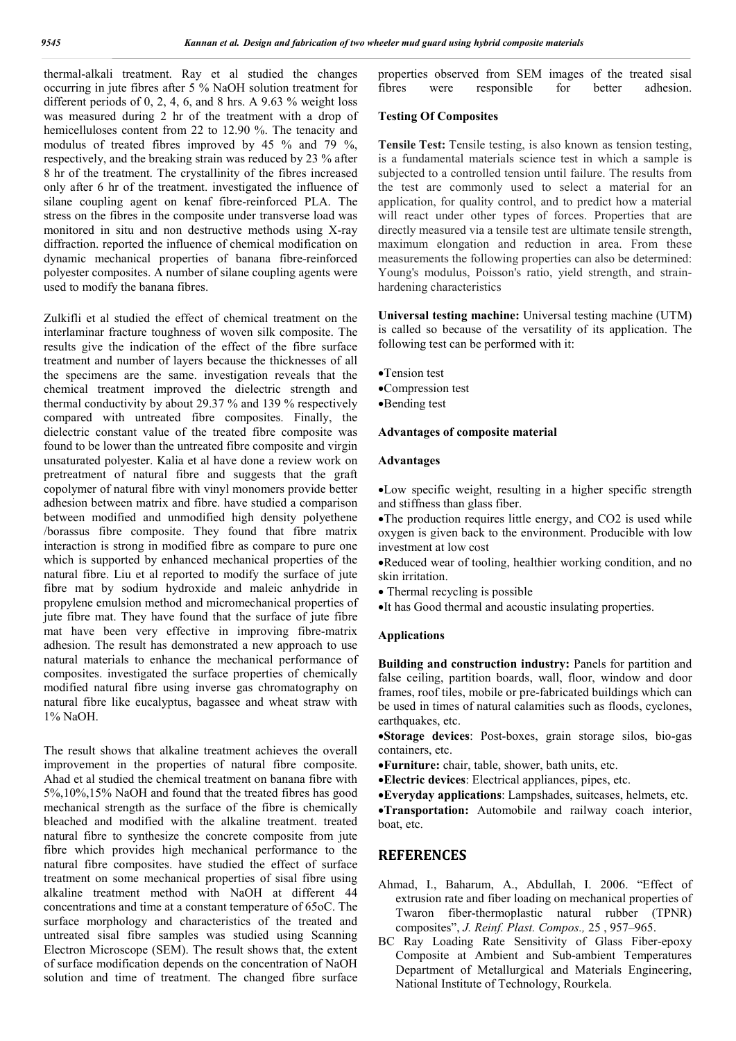thermal-alkali treatment. Ray et al studied the changes occurring in jute fibres after 5 % NaOH solution treatment for different periods of 0, 2, 4, 6, and 8 hrs. A 9.63 % weight loss was measured during 2 hr of the treatment with a drop of hemicelluloses content from 22 to 12.90 %. The tenacity and modulus of treated fibres improved by 45 % and 79 %, respectively, and the breaking strain was reduced by 23 % after 8 hr of the treatment. The crystallinity of the fibres increased only after 6 hr of the treatment. investigated the influence of silane coupling agent on kenaf fibre-reinforced PLA. The stress on the fibres in the composite under transverse load was monitored in situ and non destructive methods using X-ray diffraction. reported the influence of chemical modification on dynamic mechanical properties of banana fibre-reinforced polyester composites. A number of silane coupling agents were used to modify the banana fibres.

Zulkifli et al studied the effect of chemical treatment on the interlaminar fracture toughness of woven silk composite. The results give the indication of the effect of the fibre surface treatment and number of layers because the thicknesses of all the specimens are the same. investigation reveals that the chemical treatment improved the dielectric strength and thermal conductivity by about 29.37 % and 139 % respectively compared with untreated fibre composites. Finally, the dielectric constant value of the treated fibre composite was found to be lower than the untreated fibre composite and virgin unsaturated polyester. Kalia et al have done a review work on pretreatment of natural fibre and suggests that the graft copolymer of natural fibre with vinyl monomers provide better adhesion between matrix and fibre. have studied a comparison between modified and unmodified high density polyethene /borassus fibre composite. They found that fibre matrix interaction is strong in modified fibre as compare to pure one which is supported by enhanced mechanical properties of the natural fibre. Liu et al reported to modify the surface of jute fibre mat by sodium hydroxide and maleic anhydride in propylene emulsion method and micromechanical properties of jute fibre mat. They have found that the surface of jute fibre mat have been very effective in improving fibre-matrix adhesion. The result has demonstrated a new approach to use natural materials to enhance the mechanical performance of composites. investigated the surface properties of chemically modified natural fibre using inverse gas chromatography on natural fibre like eucalyptus, bagassee and wheat straw with 1% NaOH.

The result shows that alkaline treatment achieves the overall improvement in the properties of natural fibre composite. Ahad et al studied the chemical treatment on banana fibre with 5%,10%,15% NaOH and found that the treated fibres has good mechanical strength as the surface of the fibre is chemically bleached and modified with the alkaline treatment. treated natural fibre to synthesize the concrete composite from jute fibre which provides high mechanical performance to the natural fibre composites. have studied the effect of surface treatment on some mechanical properties of sisal fibre using alkaline treatment method with NaOH at different 44 concentrations and time at a constant temperature of 65oC. The surface morphology and characteristics of the treated and untreated sisal fibre samples was studied using Scanning Electron Microscope (SEM). The result shows that, the extent of surface modification depends on the concentration of NaOH solution and time of treatment. The changed fibre surface properties observed from SEM images of the treated sisal fibres were responsible for better adhesion.

### Testing Of Composites

**Tensile Test:** Tensile testing, is also known as tension testing, is a fundamental materials science test in which a sample is subjected to a controlled tension until failure. The results from the test are commonly used to select a material for an application, for quality control, and to predict how a material will react under other types of forces. Properties that are directly measured via a tensile test are ultimate tensile strength, maximum elongation and reduction in area. From these measurements the following properties can also be determined: Young's modulus, Poisson's ratio, yield strength, and strain-hardening characteristics

**Universal testing machine:** Universal testing machine (UTM) is called so because of the versatility of its application. The following test can be performed with it:

- Tension test
- Compression test
- Bending test

### Advantages of composite material

### Advantages

- Low specific weight, resulting in a higher specific strength and stiffness than glass fiber.
- The production requires little energy, and $CO_2$ is used while oxygen is given back to the environment. Producible with low investment at low cost
- Reduced wear of tooling, healthier working condition, and no skin irritation.
- Thermal recycling is possible
- It has Good thermal and acoustic insulating properties.

### Applications

**Building and construction industry:** Panels for partition and false ceiling, partition boards, wall, floor, window and door frames, roof tiles, mobile or pre-fabricated buildings which can be used in times of natural calamities such as floods, cyclones, earthquakes, etc.

- **Storage devices**: Post-boxes, grain storage silos, bio-gas containers, etc.
- **Furniture:** chair, table, shower, bath units, etc.
- **Electric devices**: Electrical appliances, pipes, etc.
- **Everyday applications**: Lampshades, suitcases, helmets, etc.
- **Transportation:** Automobile and railway coach interior, boat, etc.

## REFERENCES

Ahmad, I., Baharum, A., Abdullah, I. 2006. "Effect of extrusion rate and fiber loading on mechanical properties of Twaron fiber-thermoplastic natural rubber (TPNR) composites", *J. Reinf. Plast. Compos.,* 25 , 957–965.

BC Ray Loading Rate Sensitivity of Glass Fiber-epoxy Composite at Ambient and Sub-ambient Temperatures Department of Metallurgical and Materials Engineering, National Institute of Technology, Rourkela.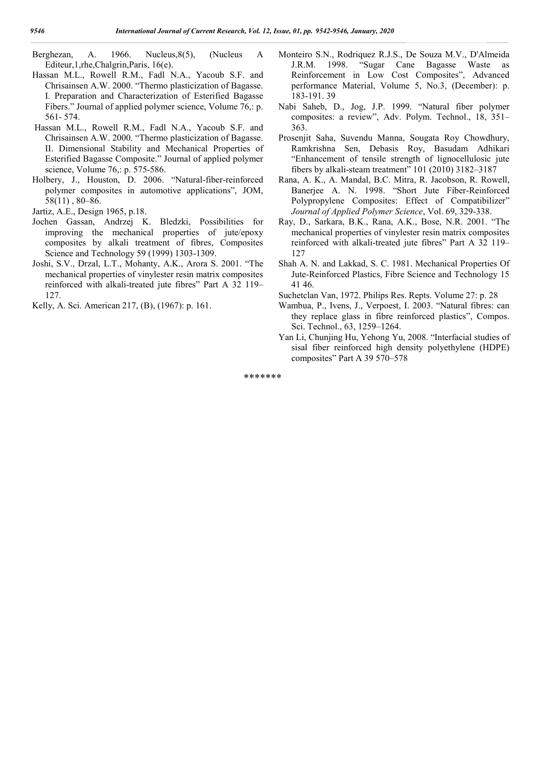Berghezan, A. 1966. Nucleus,8(5), (Nucleus A Editeur,1,rhe,Chalgrin,Paris, 16(e).

Hassan M.L., Rowell R.M., Fadl N.A., Yacoub S.F. and Chrisainsen A.W. 2000. "Thermo plasticization of Bagasse. I. Preparation and Characterization of Esterified Bagasse Fibers." Journal of applied polymer science, Volume 76,: p. 561- 574.

Hassan M.L., Rowell R.M., Fadl N.A., Yacoub S.F. and Chrisainsen A.W. 2000. "Thermo plasticization of Bagasse. II. Dimensional Stability and Mechanical Properties of Esterified Bagasse Composite." Journal of applied polymer science, Volume 76,: p. 575-586.

Holbery, J., Houston, D. 2006. "Natural-fiber-reinforced polymer composites in automotive applications", JOM, 58(11) , 80–86.

Jartiz, A.E., Design 1965, p.18.

Jochen Gassan, Andrzej K. Bledzki, Possibilities for improving the mechanical properties of jute/epoxy composites by alkali treatment of fibres, Composites Science and Technology 59 (1999) 1303-1309.

Joshi, S.V., Drzal, L.T., Mohanty, A.K., Arora S. 2001. "The mechanical properties of vinylester resin matrix composites reinforced with alkali-treated jute fibres" Part A 32 119–127.

Kelly, A. Sci. American 217, (B), (1967): p. 161.

Monteiro S.N., Rodriquez R.J.S., De Souza M.V., D'Almeida J.R.M. 1998. "Sugar Cane Bagasse Waste as Reinforcement in Low Cost Composites", Advanced performance Material, Volume 5, No.3, (December): p. 183-191. 39

Nabi Saheb, D., Jog, J.P. 1999. "Natural fiber polymer composites: a review", Adv. Polym. Technol., 18, 351–363.

Prosenjit Saha, Suvendu Manna, Sougata Roy Chowdhury, Ramkrishna Sen, Debasis Roy, Basudam Adhikari "Enhancement of tensile strength of lignocellulosic jute fibers by alkali-steam treatment" 101 (2010) 3182–3187

Rana, A. K., A. Mandal, B.C. Mitra, R. Jacobson, R. Rowell, Banerjee A. N. 1998. "Short Jute Fiber-Reinforced Polypropylene Composites: Effect of Compatibilizer" *Journal of Applied Polymer Science*, Vol. 69, 329-338.

Ray, D., Sarkara, B.K., Rana, A.K., Bose, N.R. 2001. "The mechanical properties of vinylester resin matrix composites reinforced with alkali-treated jute fibres" Part A 32 119–127

Shah A. N. and Lakkad, S. C. 1981. Mechanical Properties Of Jute-Reinforced Plastics, Fibre Science and Technology 15 41 46.

Suchetclan Van, 1972. Philips Res. Repts. Volume 27: p. 28

Wambua, P., Ivens, J., Verpoest, I. 2003. "Natural fibres: can they replace glass in fibre reinforced plastics", Compos. Sci. Technol., 63, 1259–1264.

Yan Li, Chunjing Hu, Yehong Yu, 2008. "Interfacial studies of sisal fiber reinforced high density polyethylene (HDPE) composites" Part A 39 570–578

*******